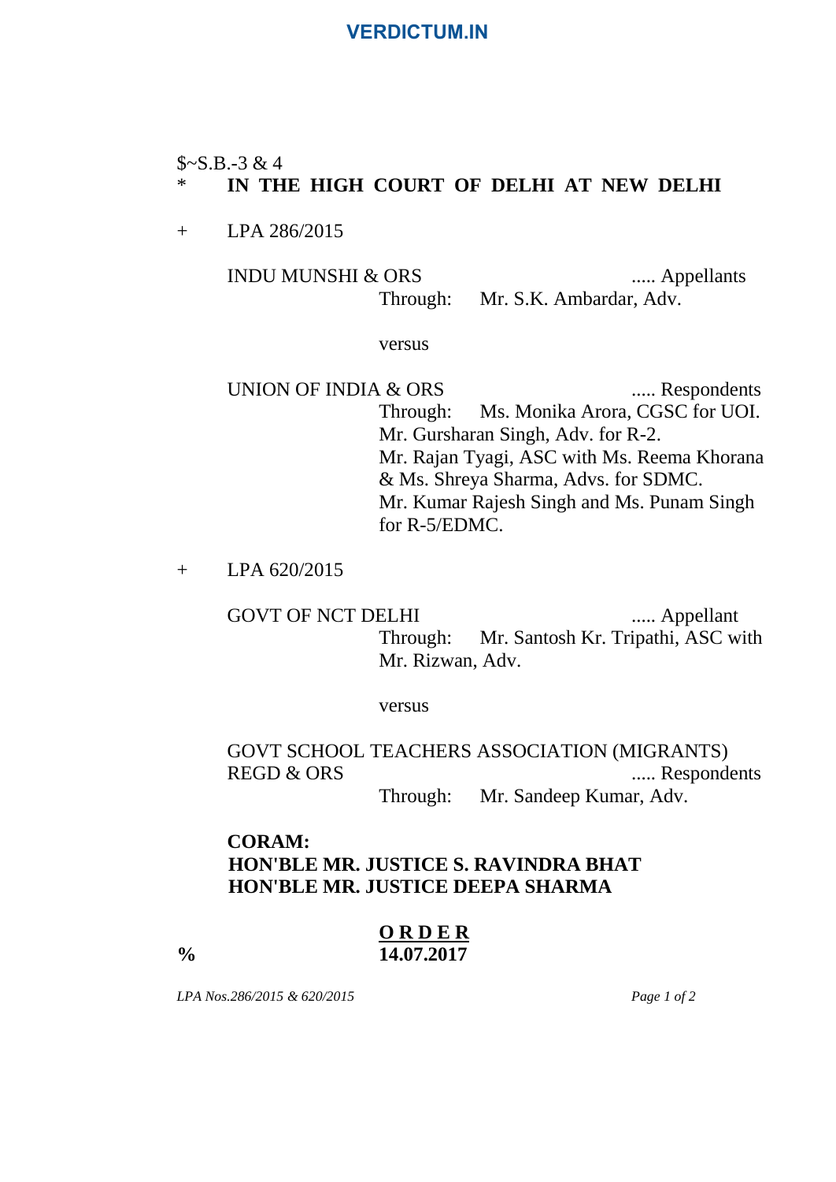$~S.B.-3 & 4

\* **IN THE HIGH COURT OF DELHI AT NEW DELHI**

\+ LPA 286/2015

INDU MUNSHI & ORS ..... Appellants

Through: Mr. S.K. Ambardar, Adv.

versus

UNION OF INDIA & ORS ..... Respondents

Through: Ms. Monika Arora, CGSC for UOI. Mr. Gursharan Singh, Adv. for R-2. Mr. Rajan Tyagi, ASC with Ms. Reema Khorana & Ms. Shreya Sharma, Advs. for SDMC. Mr. Kumar Rajesh Singh and Ms. Punam Singh for R-5/EDMC.

\+ LPA 620/2015

GOVT OF NCT DELHI ..... Appellant

Through: Mr. Santosh Kr. Tripathi, ASC with Mr. Rizwan, Adv.

versus

GOVT SCHOOL TEACHERS ASSOCIATION (MIGRANTS) REGD & ORS ..... Respondents

Through: Mr. Sandeep Kumar, Adv.

**CORAM:**
**HON'BLE MR. JUSTICE S. RAVINDRA BHAT**
**HON'BLE MR. JUSTICE DEEPA SHARMA**

**O R D E R**

% **14.07.2017**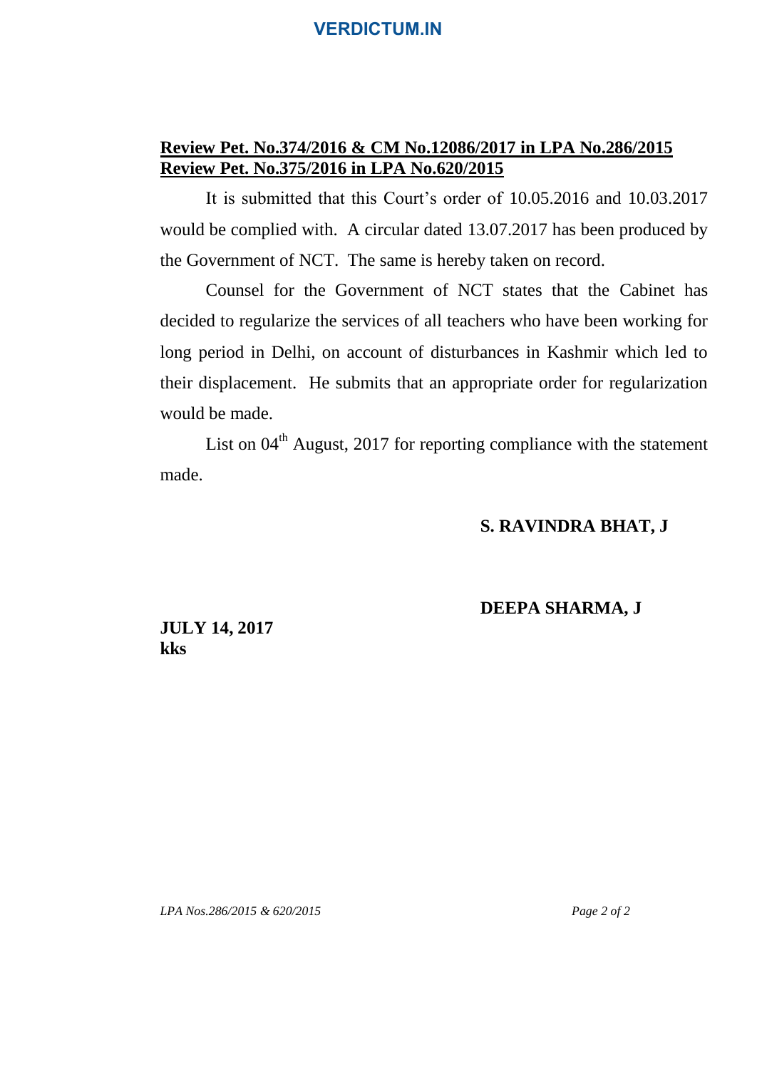**Review Pet. No.374/2016 & CM No.12086/2017 in LPA No.286/2015**
**Review Pet. No.375/2016 in LPA No.620/2015**

It is submitted that this Court's order of 10.05.2016 and 10.03.2017 would be complied with. A circular dated 13.07.2017 has been produced by the Government of NCT. The same is hereby taken on record.

Counsel for the Government of NCT states that the Cabinet has decided to regularize the services of all teachers who have been working for long period in Delhi, on account of disturbances in Kashmir which led to their displacement. He submits that an appropriate order for regularization would be made.

List on 04th August, 2017 for reporting compliance with the statement made.

**S. RAVINDRA BHAT, J**

**DEEPA SHARMA, J**

**JULY 14, 2017**
**kks**